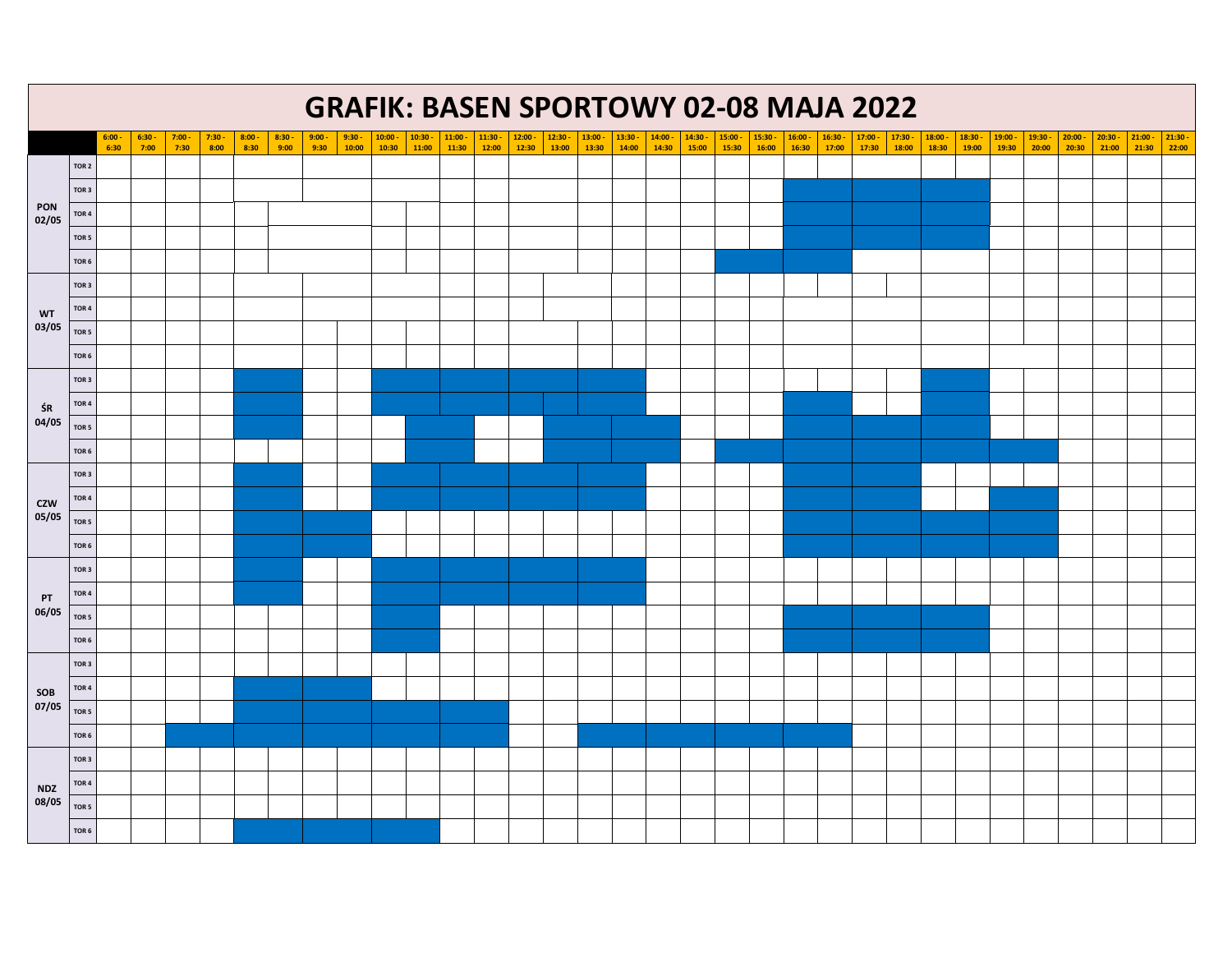# GRAFIK: BASEN SPORTOWY 02-08 MAJA 2022

| | | 6:00 - 6:30 | 6:30 - 7:00 | 7:00 - 7:30 | 7:30 - 8:00 | 8:00 - 8:30 | 8:30 - 9:00 | 9:00 - 9:30 | 9:30 - 10:00 | 10:00 - 10:30 | 10:30 - 11:00 | 11:00 - 11:30 | 11:30 - 12:00 | 12:00 - 12:30 | 12:30 - 13:00 | 13:00 - 13:30 | 13:30 - 14:00 | 14:00 - 14:30 | 14:30 - 15:00 | 15:00 - 15:30 | 15:30 - 16:00 | 16:00 - 16:30 | 16:30 - 17:00 | 17:00 - 17:30 | 17:30 - 18:00 | 18:00 - 18:30 | 18:30 - 19:00 | 19:00 - 19:30 | 19:30 - 20:00 | 20:00 - 20:30 | 20:30 - 21:00 | 21:00 - 21:30 | 21:30 - 22:00 |
|---|---|---|---|---|---|---|---|---|---|---|---|---|---|---|---|---|---|---|---|---|---|---|---|---|---|---|---|---|---|---|---|---|---|
| PON 02/05 | TOR 2 | | | | | | | | | | | | | | | | | | | | | | | | | | | | | | | | |
| | TOR 3 | | | | | | | | | | | | | | | | | | | | | | | | | | | | | | | | |
| | TOR 4 | | | | | | | | | | | | | | | | | | | | | | | | | | | | | | | | |
| | TOR 5 | | | | | | | | | | | | | | | | | | | | | | | | | | | | | | | | |
| | TOR 6 | | | | | | | | | | | | | | | | | | | | | | | | | | | | | | | | |
| WT 03/05 | TOR 3 | | | | | | | | | | | | | | | | | | | | | | | | | | | | | | | | |
| | TOR 4 | | | | | | | | | | | | | | | | | | | | | | | | | | | | | | | | |
| | TOR 5 | | | | | | | | | | | | | | | | | | | | | | | | | | | | | | | | |
| | TOR 6 | | | | | | | | | | | | | | | | | | | | | | | | | | | | | | | | |
| ŚR 04/05 | TOR 3 | | | | | | | | | | | | | | | | | | | | | | | | | | | | | | | | |
| | TOR 4 | | | | | | | | | | | | | | | | | | | | | | | | | | | | | | | | |
| | TOR 5 | | | | | | | | | | | | | | | | | | | | | | | | | | | | | | | | |
| | TOR 6 | | | | | | | | | | | | | | | | | | | | | | | | | | | | | | | | |
| CZW 05/05 | TOR 3 | | | | | | | | | | | | | | | | | | | | | | | | | | | | | | | | |
| | TOR 4 | | | | | | | | | | | | | | | | | | | | | | | | | | | | | | | | |
| | TOR 5 | | | | | | | | | | | | | | | | | | | | | | | | | | | | | | | | |
| | TOR 6 | | | | | | | | | | | | | | | | | | | | | | | | | | | | | | | | |
| PT 06/05 | TOR 3 | | | | | | | | | | | | | | | | | | | | | | | | | | | | | | | | |
| | TOR 4 | | | | | | | | | | | | | | | | | | | | | | | | | | | | | | | | |
| | TOR 5 | | | | | | | | | | | | | | | | | | | | | | | | | | | | | | | | |
| | TOR 6 | | | | | | | | | | | | | | | | | | | | | | | | | | | | | | | | |
| SOB 07/05 | TOR 3 | | | | | | | | | | | | | | | | | | | | | | | | | | | | | | | | |
| | TOR 4 | | | | | | | | | | | | | | | | | | | | | | | | | | | | | | | | |
| | TOR 5 | | | | | | | | | | | | | | | | | | | | | | | | | | | | | | | | |
| | TOR 6 | | | | | | | | | | | | | | | | | | | | | | | | | | | | | | | | |
| NDZ 08/05 | TOR 3 | | | | | | | | | | | | | | | | | | | | | | | | | | | | | | | | |
| | TOR 4 | | | | | | | | | | | | | | | | | | | | | | | | | | | | | | | | |
| | TOR 5 | | | | | | | | | | | | | | | | | | | | | | | | | | | | | | | | |
| | TOR 6 | | | | | | | | | | | | | | | | | | | | | | | | | | | | | | | | |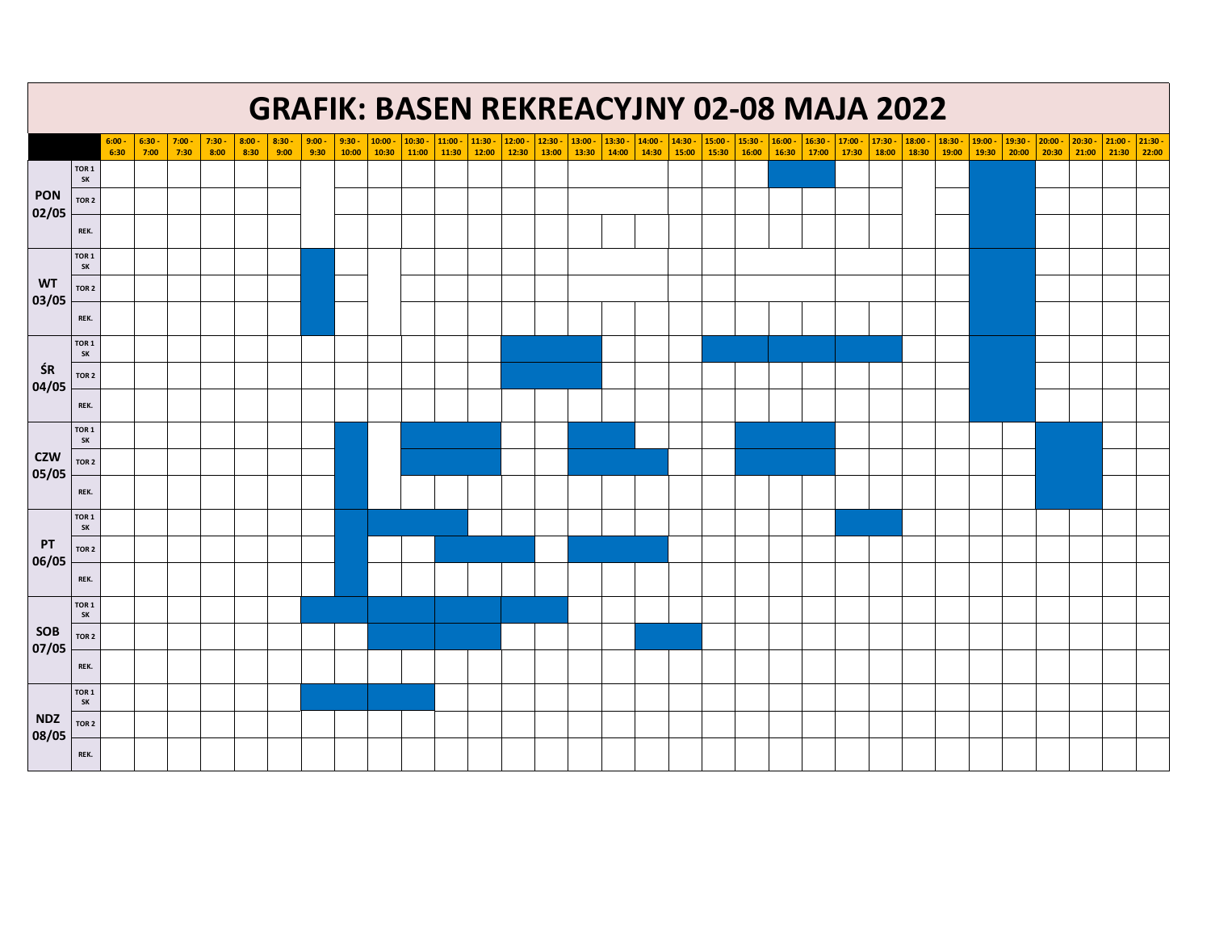# GRAFIK: BASEN REKREACYJNY 02-08 MAJA 2022

| | | 6:00 - 6:30 | 6:30 - 7:00 | 7:00 - 7:30 | 7:30 - 8:00 | 8:00 - 8:30 | 8:30 - 9:00 | 9:00 - 9:30 | 9:30 - 10:00 | 10:00 - 10:30 | 10:30 - 11:00 | 11:00 - 11:30 | 11:30 - 12:00 | 12:00 - 12:30 | 12:30 - 13:00 | 13:00 - 13:30 | 13:30 - 14:00 | 14:00 - 14:30 | 14:30 - 15:00 | 15:00 - 15:30 | 15:30 - 16:00 | 16:00 - 16:30 | 16:30 - 17:00 | 17:00 - 17:30 | 17:30 - 18:00 | 18:00 - 18:30 | 18:30 - 19:00 | 19:00 - 19:30 | 19:30 - 20:00 | 20:00 - 20:30 | 20:30 - 21:00 | 21:00 - 21:30 | 21:30 - 22:00 |
|---|---|---|---|---|---|---|---|---|---|---|---|---|---|---|---|---|---|---|---|---|---|---|---|---|---|---|---|---|---|---|---|---|---|
| PON 02/05 | TOR 1 SK | | | | | | | | | | | | | | | | | | | | | | | | | | | | | | | | |
| | TOR 2 | | | | | | | | | | | | | | | | | | | | | | | | | | | | | | | | |
| | REK. | | | | | | | | | | | | | | | | | | | | | | | | | | | | | | | | |
| WT 03/05 | TOR 1 SK | | | | | | | | | | | | | | | | | | | | | | | | | | | | | | | | |
| | TOR 2 | | | | | | | | | | | | | | | | | | | | | | | | | | | | | | | | |
| | REK. | | | | | | | | | | | | | | | | | | | | | | | | | | | | | | | | |
| ŚR 04/05 | TOR 1 SK | | | | | | | | | | | | | | | | | | | | | | | | | | | | | | | | |
| | TOR 2 | | | | | | | | | | | | | | | | | | | | | | | | | | | | | | | | |
| | REK. | | | | | | | | | | | | | | | | | | | | | | | | | | | | | | | | |
| CZW 05/05 | TOR 1 SK | | | | | | | | | | | | | | | | | | | | | | | | | | | | | | | | |
| | TOR 2 | | | | | | | | | | | | | | | | | | | | | | | | | | | | | | | | |
| | REK. | | | | | | | | | | | | | | | | | | | | | | | | | | | | | | | | |
| PT 06/05 | TOR 1 SK | | | | | | | | | | | | | | | | | | | | | | | | | | | | | | | | |
| | TOR 2 | | | | | | | | | | | | | | | | | | | | | | | | | | | | | | | | |
| | REK. | | | | | | | | | | | | | | | | | | | | | | | | | | | | | | | | |
| SOB 07/05 | TOR 1 SK | | | | | | | | | | | | | | | | | | | | | | | | | | | | | | | | |
| | TOR 2 | | | | | | | | | | | | | | | | | | | | | | | | | | | | | | | | |
| | REK. | | | | | | | | | | | | | | | | | | | | | | | | | | | | | | | | |
| NDZ 08/05 | TOR 1 SK | | | | | | | | | | | | | | | | | | | | | | | | | | | | | | | | |
| | TOR 2 | | | | | | | | | | | | | | | | | | | | | | | | | | | | | | | | |
| | REK. | | | | | | | | | | | | | | | | | | | | | | | | | | | | | | | | |